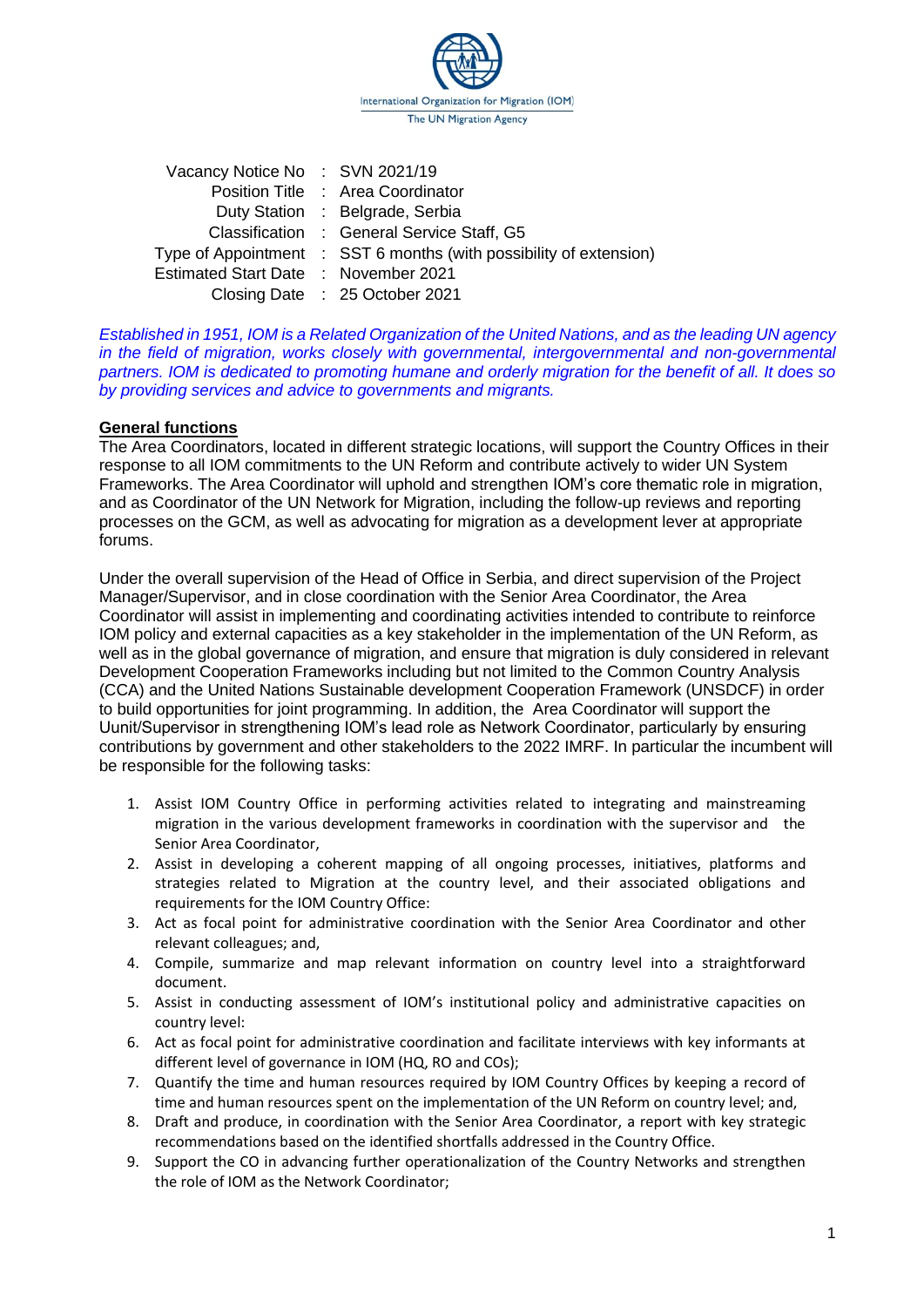International Organization for Migration (IOM)
The UN Migration Agency

| | | |
|---|---|---|
| Vacancy Notice No | : | SVN 2021/19 |
| Position Title | : | Area Coordinator |
| Duty Station | : | Belgrade, Serbia |
| Classification | : | General Service Staff, G5 |
| Type of Appointment | : | SST 6 months (with possibility of extension) |
| Estimated Start Date | : | November 2021 |
| Closing Date | : | 25 October 2021 |

*Established in 1951, IOM is a Related Organization of the United Nations, and as the leading UN agency in the field of migration, works closely with governmental, intergovernmental and non-governmental partners. IOM is dedicated to promoting humane and orderly migration for the benefit of all. It does so by providing services and advice to governments and migrants.*

**General functions**

The Area Coordinators, located in different strategic locations, will support the Country Offices in their response to all IOM commitments to the UN Reform and contribute actively to wider UN System Frameworks. The Area Coordinator will uphold and strengthen IOM's core thematic role in migration, and as Coordinator of the UN Network for Migration, including the follow-up reviews and reporting processes on the GCM, as well as advocating for migration as a development lever at appropriate forums.

Under the overall supervision of the Head of Office in Serbia, and direct supervision of the Project Manager/Supervisor, and in close coordination with the Senior Area Coordinator, the Area Coordinator will assist in implementing and coordinating activities intended to contribute to reinforce IOM policy and external capacities as a key stakeholder in the implementation of the UN Reform, as well as in the global governance of migration, and ensure that migration is duly considered in relevant Development Cooperation Frameworks including but not limited to the Common Country Analysis (CCA) and the United Nations Sustainable development Cooperation Framework (UNSDCF) in order to build opportunities for joint programming. In addition, the Area Coordinator will support the Uunit/Supervisor in strengthening IOM's lead role as Network Coordinator, particularly by ensuring contributions by government and other stakeholders to the 2022 IMRF. In particular the incumbent will be responsible for the following tasks:

1. Assist IOM Country Office in performing activities related to integrating and mainstreaming migration in the various development frameworks in coordination with the supervisor and the Senior Area Coordinator,
2. Assist in developing a coherent mapping of all ongoing processes, initiatives, platforms and strategies related to Migration at the country level, and their associated obligations and requirements for the IOM Country Office:
3. Act as focal point for administrative coordination with the Senior Area Coordinator and other relevant colleagues; and,
4. Compile, summarize and map relevant information on country level into a straightforward document.
5. Assist in conducting assessment of IOM's institutional policy and administrative capacities on country level:
6. Act as focal point for administrative coordination and facilitate interviews with key informants at different level of governance in IOM (HQ, RO and COs);
7. Quantify the time and human resources required by IOM Country Offices by keeping a record of time and human resources spent on the implementation of the UN Reform on country level; and,
8. Draft and produce, in coordination with the Senior Area Coordinator, a report with key strategic recommendations based on the identified shortfalls addressed in the Country Office.
9. Support the CO in advancing further operationalization of the Country Networks and strengthen the role of IOM as the Network Coordinator;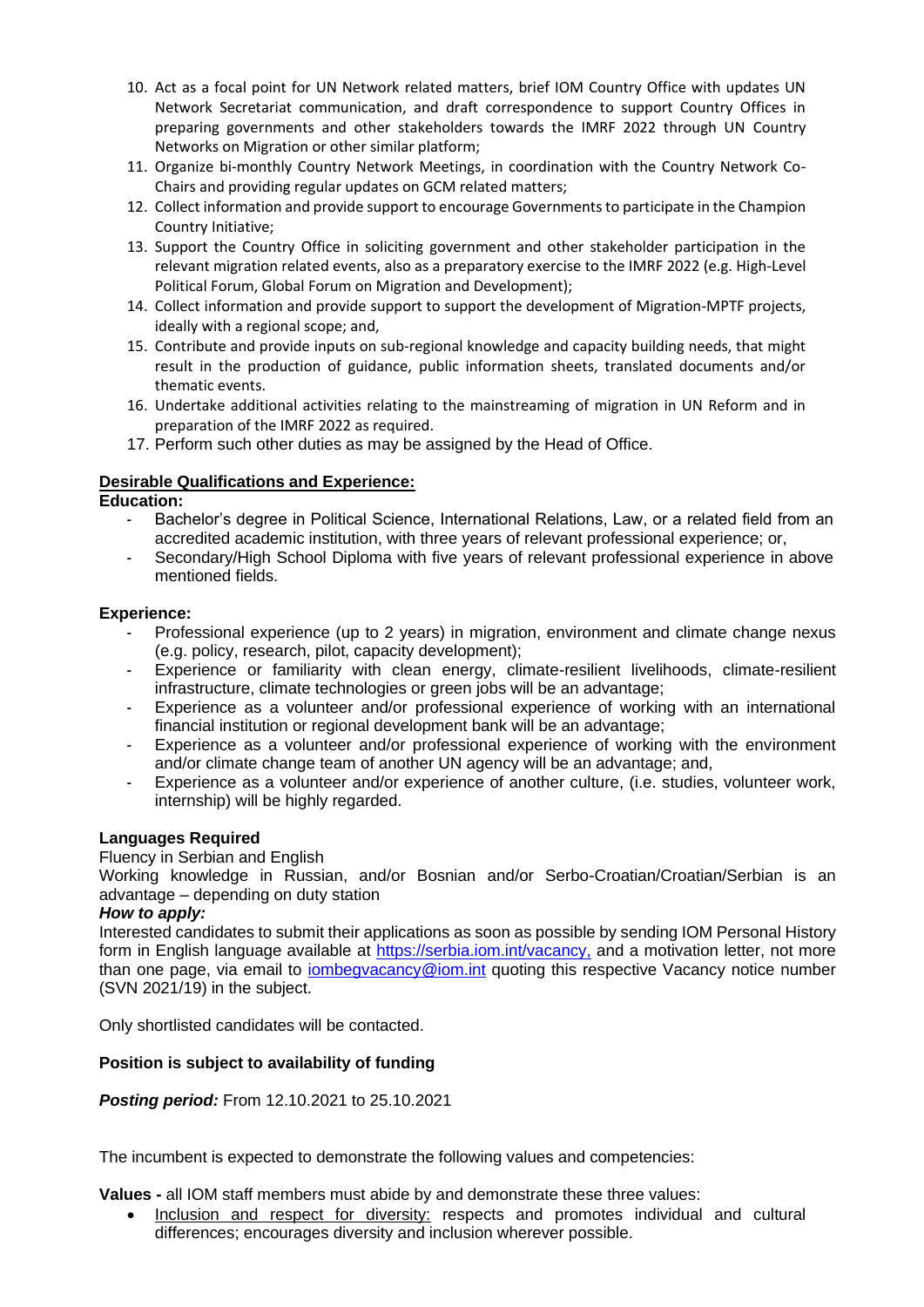10. Act as a focal point for UN Network related matters, brief IOM Country Office with updates UN Network Secretariat communication, and draft correspondence to support Country Offices in preparing governments and other stakeholders towards the IMRF 2022 through UN Country Networks on Migration or other similar platform;
11. Organize bi-monthly Country Network Meetings, in coordination with the Country Network Co-Chairs and providing regular updates on GCM related matters;
12. Collect information and provide support to encourage Governments to participate in the Champion Country Initiative;
13. Support the Country Office in soliciting government and other stakeholder participation in the relevant migration related events, also as a preparatory exercise to the IMRF 2022 (e.g. High-Level Political Forum, Global Forum on Migration and Development);
14. Collect information and provide support to support the development of Migration-MPTF projects, ideally with a regional scope; and,
15. Contribute and provide inputs on sub-regional knowledge and capacity building needs, that might result in the production of guidance, public information sheets, translated documents and/or thematic events.
16. Undertake additional activities relating to the mainstreaming of migration in UN Reform and in preparation of the IMRF 2022 as required.
17. Perform such other duties as may be assigned by the Head of Office.

**Desirable Qualifications and Experience:**

**Education:**

- Bachelor's degree in Political Science, International Relations, Law, or a related field from an accredited academic institution, with three years of relevant professional experience; or,
- Secondary/High School Diploma with five years of relevant professional experience in above mentioned fields.

**Experience:**

- Professional experience (up to 2 years) in migration, environment and climate change nexus (e.g. policy, research, pilot, capacity development);
- Experience or familiarity with clean energy, climate-resilient livelihoods, climate-resilient infrastructure, climate technologies or green jobs will be an advantage;
- Experience as a volunteer and/or professional experience of working with an international financial institution or regional development bank will be an advantage;
- Experience as a volunteer and/or professional experience of working with the environment and/or climate change team of another UN agency will be an advantage; and,
- Experience as a volunteer and/or experience of another culture, (i.e. studies, volunteer work, internship) will be highly regarded.

**Languages Required**

Fluency in Serbian and English

Working knowledge in Russian, and/or Bosnian and/or Serbo-Croatian/Croatian/Serbian is an advantage – depending on duty station

***How to apply:***

Interested candidates to submit their applications as soon as possible by sending IOM Personal History form in English language available at https://serbia.iom.int/vacancy, and a motivation letter, not more than one page, via email to iombegvacancy@iom.int quoting this respective Vacancy notice number (SVN 2021/19) in the subject.

Only shortlisted candidates will be contacted.

**Position is subject to availability of funding**

***Posting period:*** From 12.10.2021 to 25.10.2021

The incumbent is expected to demonstrate the following values and competencies:

**Values -** all IOM staff members must abide by and demonstrate these three values:

- Inclusion and respect for diversity: respects and promotes individual and cultural differences; encourages diversity and inclusion wherever possible.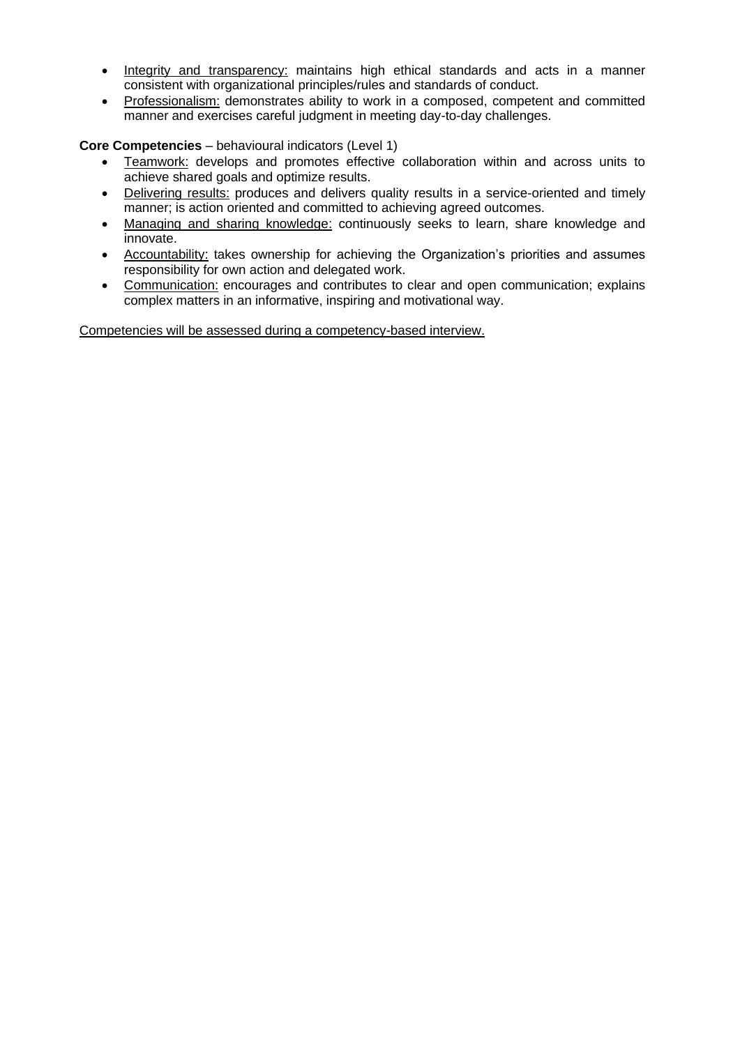- Integrity and transparency: maintains high ethical standards and acts in a manner consistent with organizational principles/rules and standards of conduct.
- Professionalism: demonstrates ability to work in a composed, competent and committed manner and exercises careful judgment in meeting day-to-day challenges.

**Core Competencies** – behavioural indicators (Level 1)

- Teamwork: develops and promotes effective collaboration within and across units to achieve shared goals and optimize results.
- Delivering results: produces and delivers quality results in a service-oriented and timely manner; is action oriented and committed to achieving agreed outcomes.
- Managing and sharing knowledge: continuously seeks to learn, share knowledge and innovate.
- Accountability: takes ownership for achieving the Organization's priorities and assumes responsibility for own action and delegated work.
- Communication: encourages and contributes to clear and open communication; explains complex matters in an informative, inspiring and motivational way.

Competencies will be assessed during a competency-based interview.